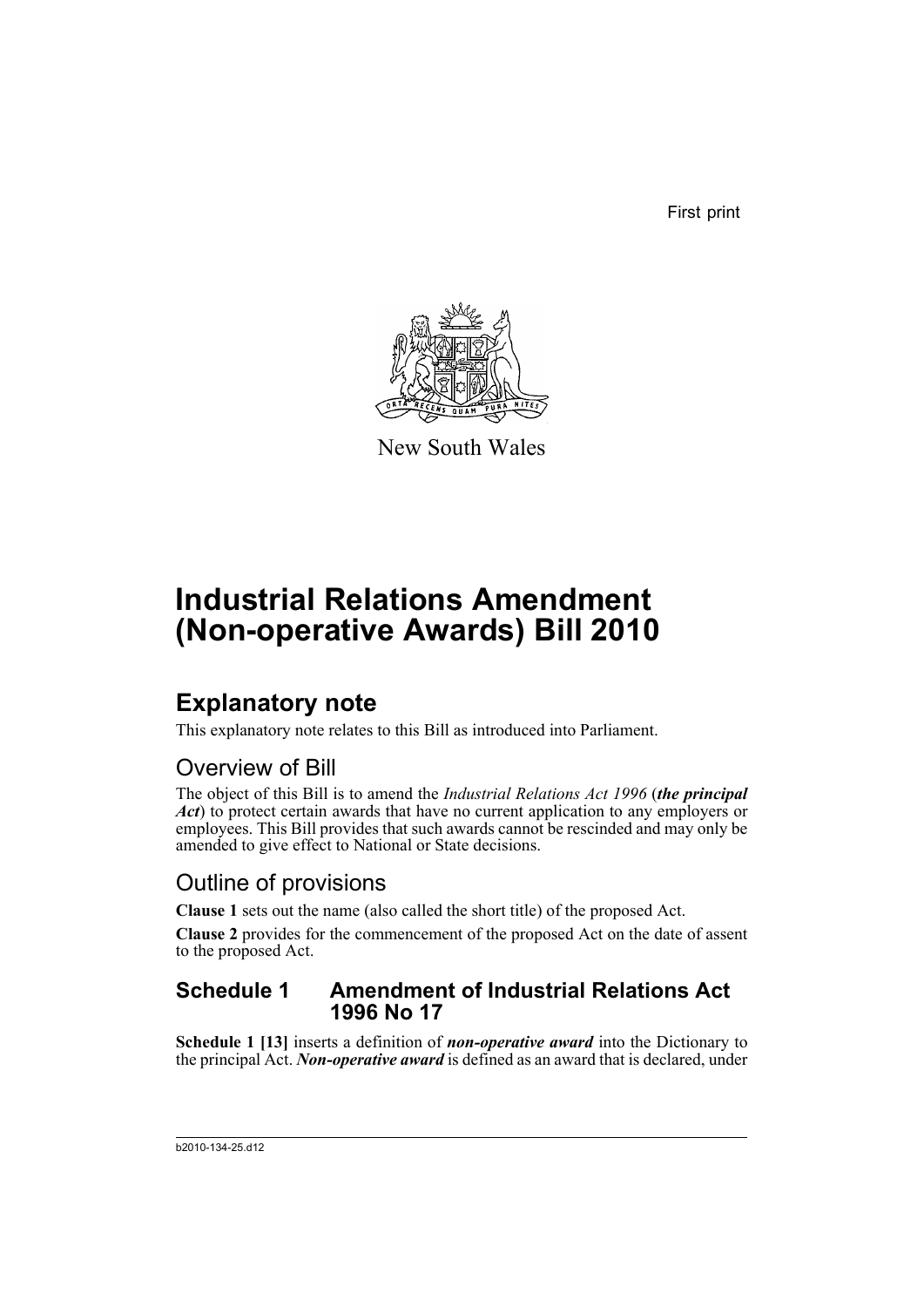First print

New South Wales

# Industrial Relations Amendment (Non-operative Awards) Bill 2010

## Explanatory note

This explanatory note relates to this Bill as introduced into Parliament.

### Overview of Bill

The object of this Bill is to amend the *Industrial Relations Act 1996* (***the principal Act***) to protect certain awards that have no current application to any employers or employees. This Bill provides that such awards cannot be rescinded and may only be amended to give effect to National or State decisions.

### Outline of provisions

**Clause 1** sets out the name (also called the short title) of the proposed Act.

**Clause 2** provides for the commencement of the proposed Act on the date of assent to the proposed Act.

### Schedule 1 Amendment of Industrial Relations Act 1996 No 17

**Schedule 1 [13]** inserts a definition of ***non-operative award*** into the Dictionary to the principal Act. ***Non-operative award*** is defined as an award that is declared, under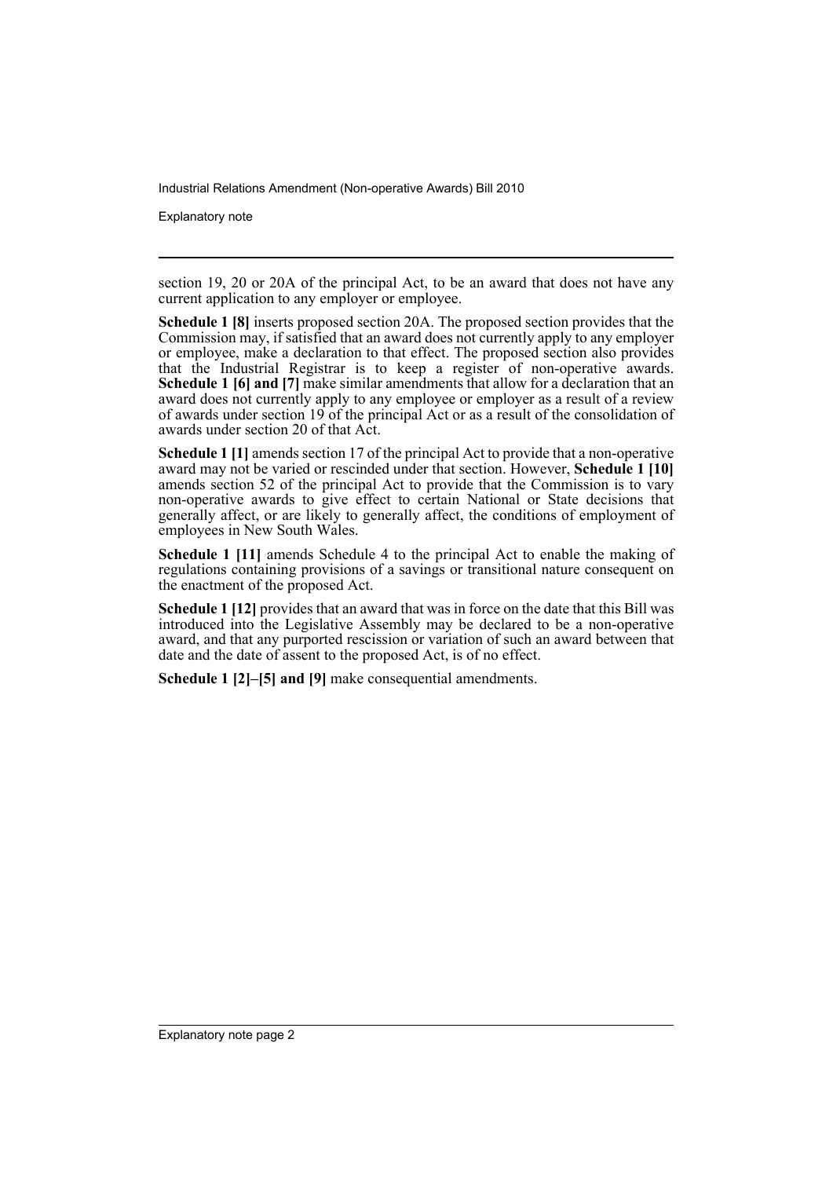section 19, 20 or 20A of the principal Act, to be an award that does not have any current application to any employer or employee.

**Schedule 1 [8]** inserts proposed section 20A. The proposed section provides that the Commission may, if satisfied that an award does not currently apply to any employer or employee, make a declaration to that effect. The proposed section also provides that the Industrial Registrar is to keep a register of non-operative awards. **Schedule 1 [6] and [7]** make similar amendments that allow for a declaration that an award does not currently apply to any employee or employer as a result of a review of awards under section 19 of the principal Act or as a result of the consolidation of awards under section 20 of that Act.

**Schedule 1 [1]** amends section 17 of the principal Act to provide that a non-operative award may not be varied or rescinded under that section. However, **Schedule 1 [10]** amends section 52 of the principal Act to provide that the Commission is to vary non-operative awards to give effect to certain National or State decisions that generally affect, or are likely to generally affect, the conditions of employment of employees in New South Wales.

**Schedule 1 [11]** amends Schedule 4 to the principal Act to enable the making of regulations containing provisions of a savings or transitional nature consequent on the enactment of the proposed Act.

**Schedule 1 [12]** provides that an award that was in force on the date that this Bill was introduced into the Legislative Assembly may be declared to be a non-operative award, and that any purported rescission or variation of such an award between that date and the date of assent to the proposed Act, is of no effect.

**Schedule 1 [2]–[5] and [9]** make consequential amendments.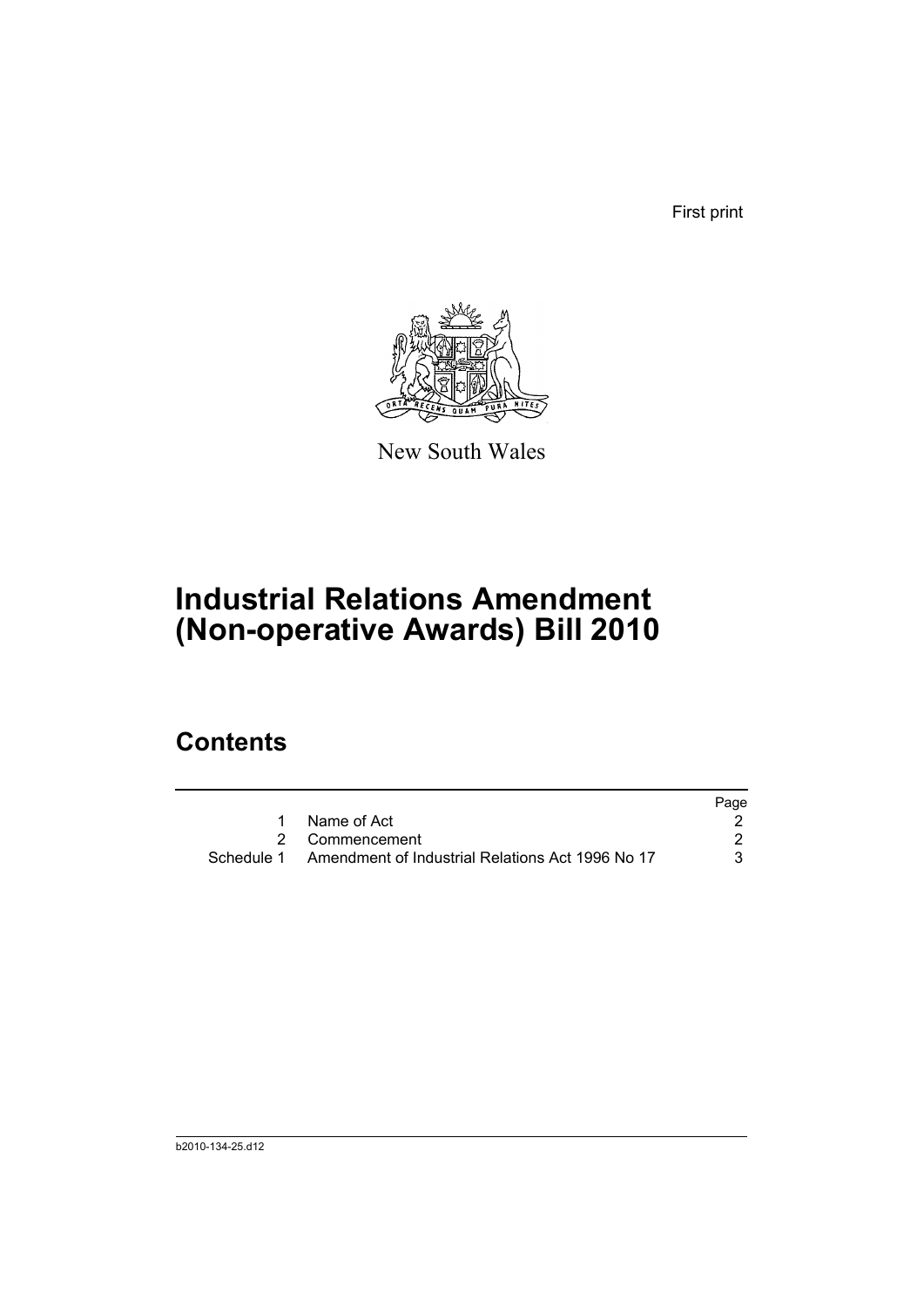First print

New South Wales

# Industrial Relations Amendment (Non-operative Awards) Bill 2010

## Contents

| | | Page |
|---|---|---|
| 1 | Name of Act | 2 |
| 2 | Commencement | 2 |
| Schedule 1 | Amendment of Industrial Relations Act 1996 No 17 | 3 |

b2010-134-25.d12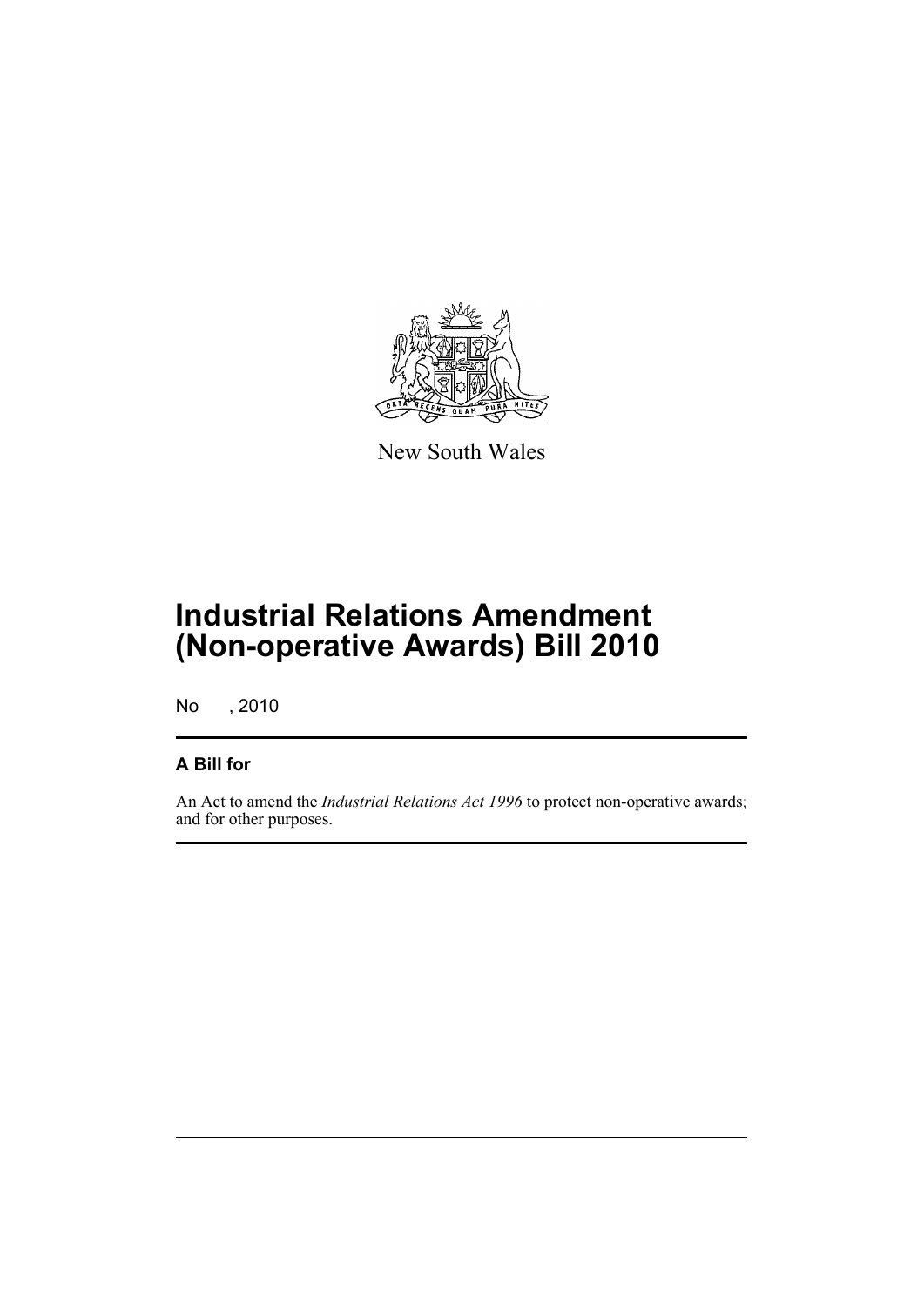New South Wales

# Industrial Relations Amendment (Non-operative Awards) Bill 2010

No , 2010

## A Bill for

An Act to amend the *Industrial Relations Act 1996* to protect non-operative awards; and for other purposes.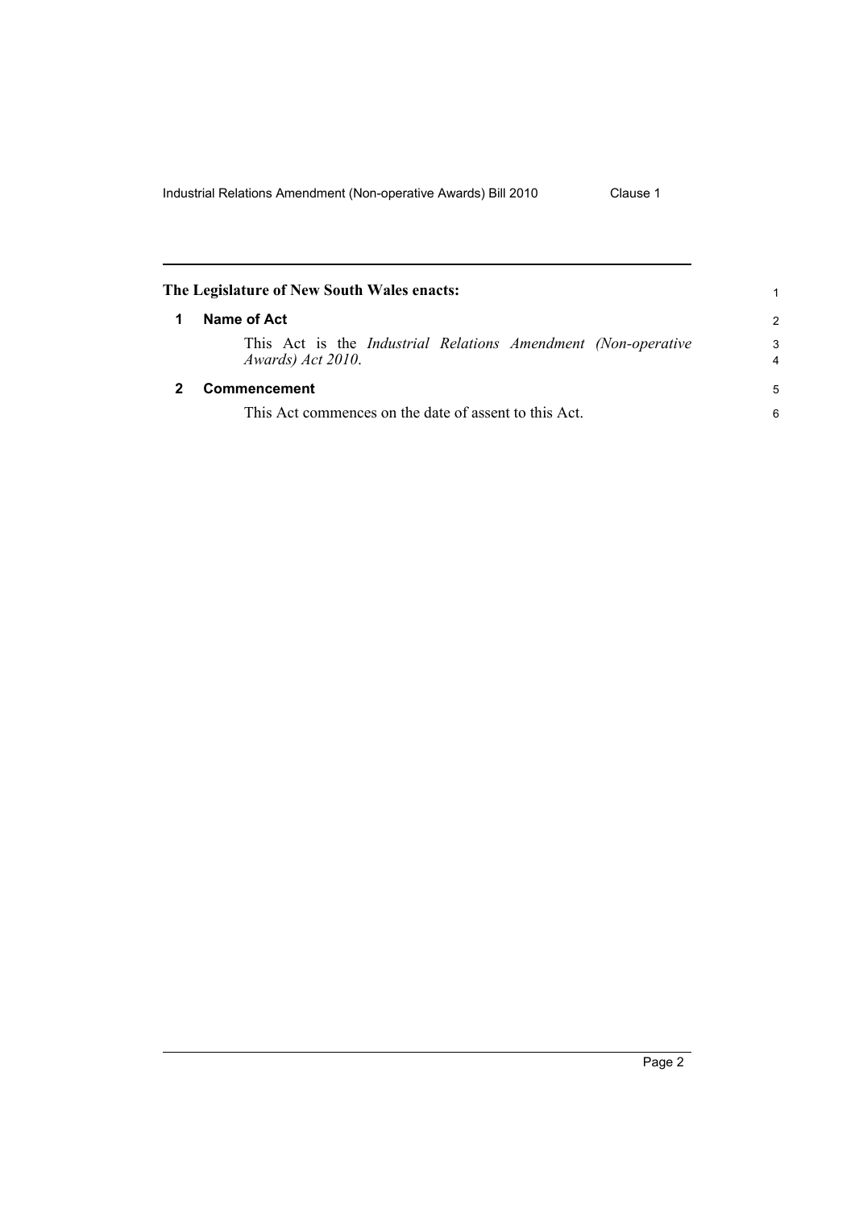**The Legislature of New South Wales enacts:**

## 1 Name of Act

This Act is the *Industrial Relations Amendment (Non-operative Awards) Act 2010*.

## 2 Commencement

This Act commences on the date of assent to this Act.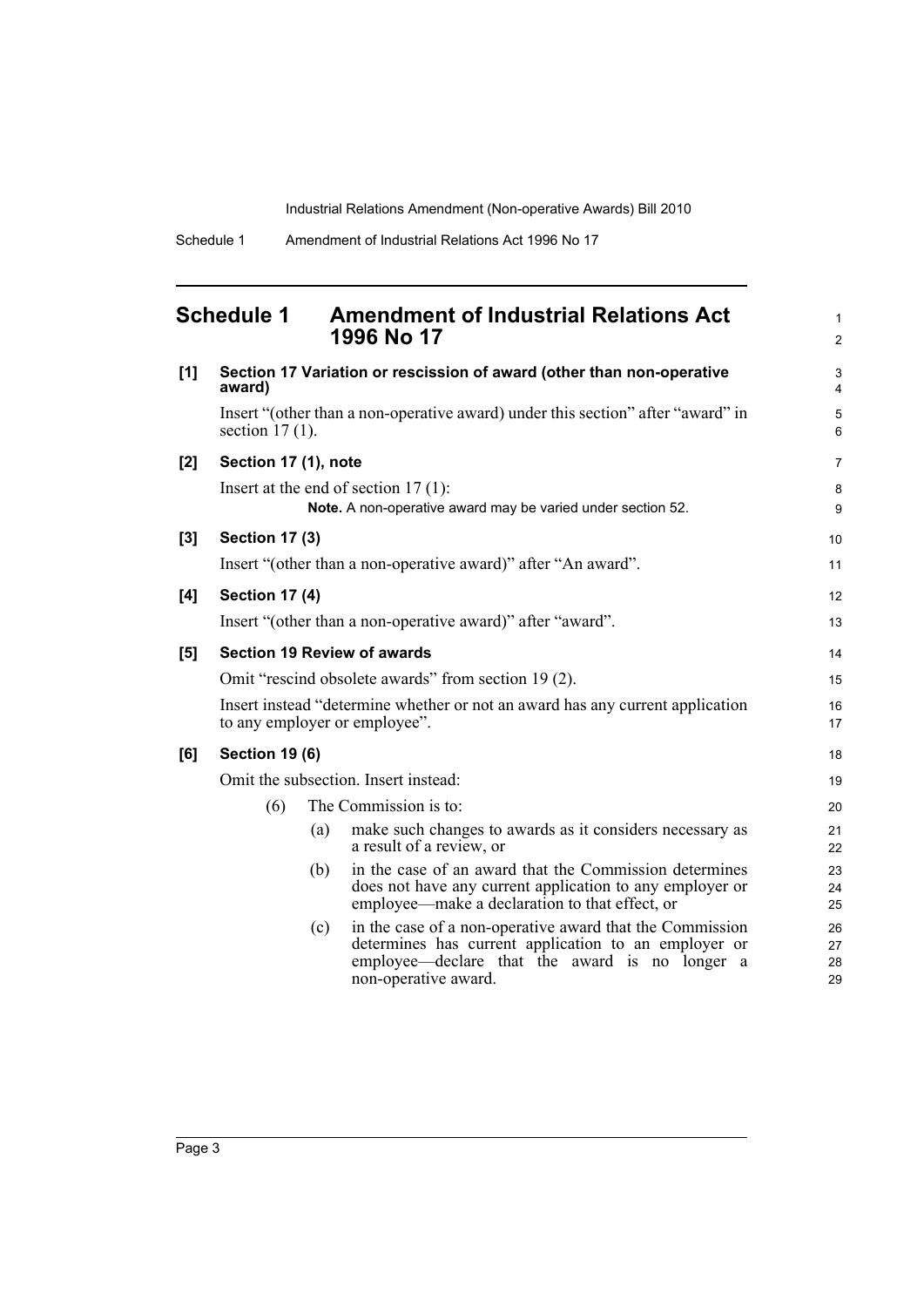# Schedule 1 Amendment of Industrial Relations Act 1996 No 17

**[1] Section 17 Variation or rescission of award (other than non-operative award)**

Insert "(other than a non-operative award) under this section" after "award" in section 17 (1).

**[2] Section 17 (1), note**

Insert at the end of section 17 (1):

> **Note.** A non-operative award may be varied under section 52.

**[3] Section 17 (3)**

Insert "(other than a non-operative award)" after "An award".

**[4] Section 17 (4)**

Insert "(other than a non-operative award)" after "award".

**[5] Section 19 Review of awards**

Omit "rescind obsolete awards" from section 19 (2).

Insert instead "determine whether or not an award has any current application to any employer or employee".

**[6] Section 19 (6)**

Omit the subsection. Insert instead:

(6) The Commission is to:

(a) make such changes to awards as it considers necessary as a result of a review, or

(b) in the case of an award that the Commission determines does not have any current application to any employer or employee—make a declaration to that effect, or

(c) in the case of a non-operative award that the Commission determines has current application to an employer or employee—declare that the award is no longer a non-operative award.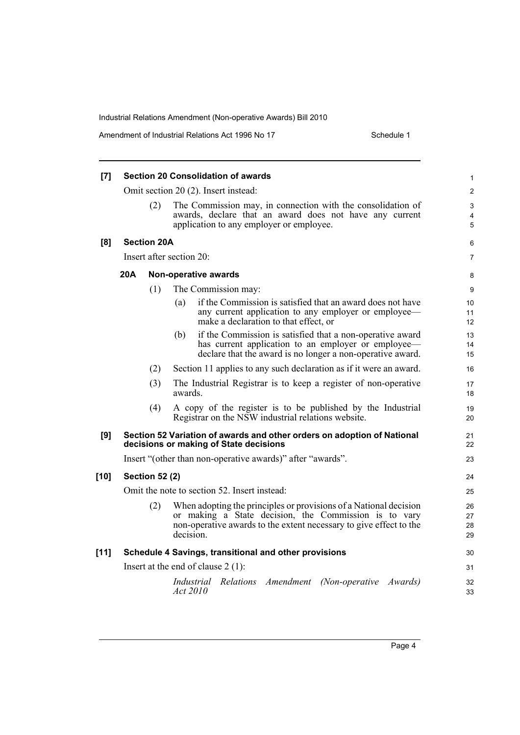**[7] Section 20 Consolidation of awards**

Omit section 20 (2). Insert instead:

(2) The Commission may, in connection with the consolidation of awards, declare that an award does not have any current application to any employer or employee.

**[8] Section 20A**

Insert after section 20:

**20A Non-operative awards**

(1) The Commission may:

(a) if the Commission is satisfied that an award does not have any current application to any employer or employee—make a declaration to that effect, or

(b) if the Commission is satisfied that a non-operative award has current application to an employer or employee—declare that the award is no longer a non-operative award.

(2) Section 11 applies to any such declaration as if it were an award.

(3) The Industrial Registrar is to keep a register of non-operative awards.

(4) A copy of the register is to be published by the Industrial Registrar on the NSW industrial relations website.

**[9] Section 52 Variation of awards and other orders on adoption of National decisions or making of State decisions**

Insert "(other than non-operative awards)" after "awards".

**[10] Section 52 (2)**

Omit the note to section 52. Insert instead:

(2) When adopting the principles or provisions of a National decision or making a State decision, the Commission is to vary non-operative awards to the extent necessary to give effect to the decision.

**[11] Schedule 4 Savings, transitional and other provisions**

Insert at the end of clause 2 (1):

*Industrial Relations Amendment (Non-operative Awards) Act 2010*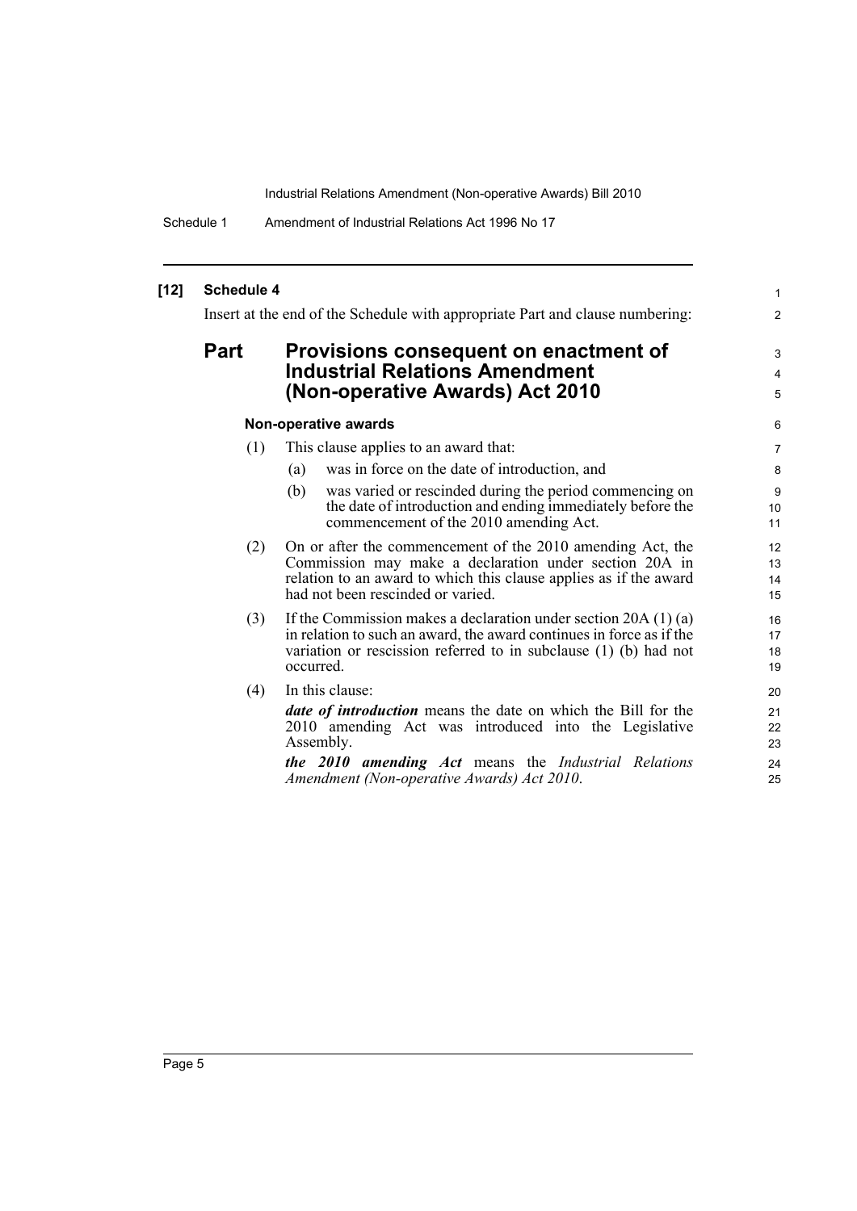**[12] Schedule 4**

Insert at the end of the Schedule with appropriate Part and clause numbering:

## Part Provisions consequent on enactment of Industrial Relations Amendment (Non-operative Awards) Act 2010

**Non-operative awards**

(1) This clause applies to an award that:

(a) was in force on the date of introduction, and

(b) was varied or rescinded during the period commencing on the date of introduction and ending immediately before the commencement of the 2010 amending Act.

(2) On or after the commencement of the 2010 amending Act, the Commission may make a declaration under section 20A in relation to an award to which this clause applies as if the award had not been rescinded or varied.

(3) If the Commission makes a declaration under section 20A (1) (a) in relation to such an award, the award continues in force as if the variation or rescission referred to in subclause (1) (b) had not occurred.

(4) In this clause:

***date of introduction*** means the date on which the Bill for the 2010 amending Act was introduced into the Legislative Assembly.

***the 2010 amending Act*** means the *Industrial Relations Amendment (Non-operative Awards) Act 2010*.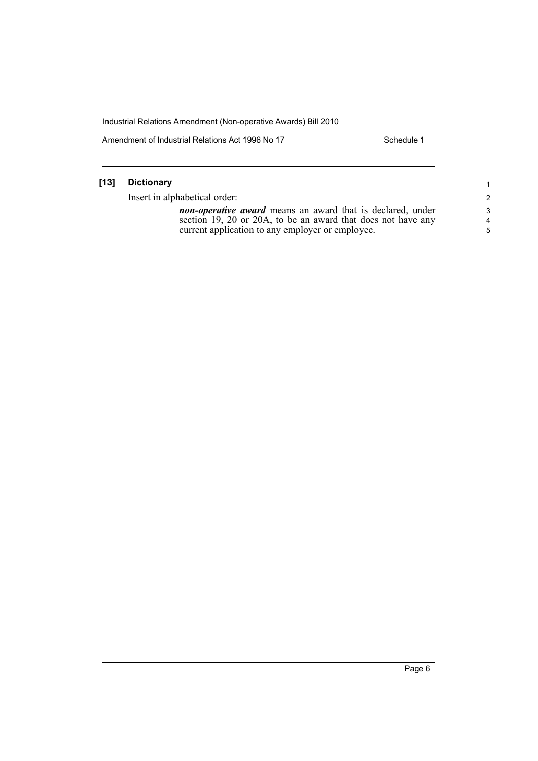### [13] Dictionary

Insert in alphabetical order:

> ***non-operative award*** means an award that is declared, under section 19, 20 or 20A, to be an award that does not have any current application to any employer or employee.